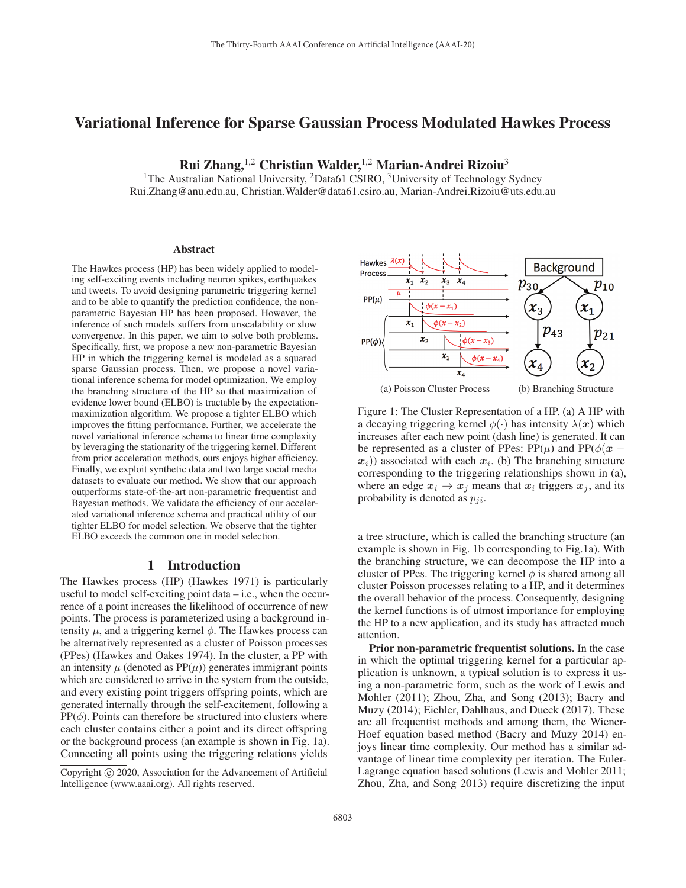# Variational Inference for Sparse Gaussian Process Modulated Hawkes Process

**Rui Zhang,[1,2] Christian Walder,[1,2] Marian-Andrei Rizoiu[3]**

[1]The Australian National University, [2]Data61 CSIRO, [3]University of Technology Sydney
Rui.Zhang@anu.edu.au, Christian.Walder@data61.csiro.au, Marian-Andrei.Rizoiu@uts.edu.au

## Abstract

The Hawkes process (HP) has been widely applied to modeling self-exciting events including neuron spikes, earthquakes and tweets. To avoid designing parametric triggering kernel and to be able to quantify the prediction confidence, the non-parametric Bayesian HP has been proposed. However, the inference of such models suffers from unscalability or slow convergence. In this paper, we aim to solve both problems. Specifically, first, we propose a new non-parametric Bayesian HP in which the triggering kernel is modeled as a squared sparse Gaussian process. Then, we propose a novel variational inference schema for model optimization. We employ the branching structure of the HP so that maximization of evidence lower bound (ELBO) is tractable by the expectation-maximization algorithm. We propose a tighter ELBO which improves the fitting performance. Further, we accelerate the novel variational inference schema to linear time complexity by leveraging the stationarity of the triggering kernel. Different from prior acceleration methods, ours enjoys higher efficiency. Finally, we exploit synthetic data and two large social media datasets to evaluate our method. We show that our approach outperforms state-of-the-art non-parametric frequentist and Bayesian methods. We validate the efficiency of our accelerated variational inference schema and practical utility of our tighter ELBO for model selection. We observe that the tighter ELBO exceeds the common one in model selection.

## 1 Introduction

The Hawkes process (HP) (Hawkes 1971) is particularly useful to model self-exciting point data – i.e., when the occurrence of a point increases the likelihood of occurrence of new points. The process is parameterized using a background intensity $\mu$, and a triggering kernel $\phi$. The Hawkes process can be alternatively represented as a cluster of Poisson processes (PPes) (Hawkes and Oakes 1974). In the cluster, a PP with an intensity $\mu$ (denoted as PP($\mu$)) generates immigrant points which are considered to arrive in the system from the outside, and every existing point triggers offspring points, which are generated internally through the self-excitement, following a PP($\phi$). Points can therefore be structured into clusters where each cluster contains either a point and its direct offspring or the background process (an example is shown in Fig. 1a). Connecting all points using the triggering relations yields a tree structure, which is called the branching structure (an example is shown in Fig. 1b corresponding to Fig.1a). With the branching structure, we can decompose the HP into a cluster of PPes. The triggering kernel $\phi$ is shared among all cluster Poisson processes relating to a HP, and it determines the overall behavior of the process. Consequently, designing the kernel functions is of utmost importance for employing the HP to a new application, and its study has attracted much attention.

(a) Poisson Cluster Process (b) Branching Structure

Figure 1: The Cluster Representation of a HP. (a) A HP with a decaying triggering kernel $\phi(\cdot)$ has intensity $\lambda(\boldsymbol{x})$ which increases after each new point (dash line) is generated. It can be represented as a cluster of PPes: PP($\mu$) and PP($\phi(\boldsymbol{x}-\boldsymbol{x}_i)$) associated with each $\boldsymbol{x}_i$. (b) The branching structure corresponding to the triggering relationships shown in (a), where an edge $\boldsymbol{x}_i \rightarrow \boldsymbol{x}_j$ means that $\boldsymbol{x}_i$ triggers $\boldsymbol{x}_j$, and its probability is denoted as $p_{ji}$.

**Prior non-parametric frequentist solutions.** In the case in which the optimal triggering kernel for a particular application is unknown, a typical solution is to express it using a non-parametric form, such as the work of Lewis and Mohler (2011); Zhou, Zha, and Song (2013); Bacry and Muzy (2014); Eichler, Dahlhaus, and Dueck (2017). These are all frequentist methods and among them, the Wiener-Hoef equation based method (Bacry and Muzy 2014) enjoys linear time complexity. Our method has a similar advantage of linear time complexity per iteration. The Euler-Lagrange equation based solutions (Lewis and Mohler 2011; Zhou, Zha, and Song 2013) require discretizing the input

Copyright © 2020, Association for the Advancement of Artificial Intelligence (www.aaai.org). All rights reserved.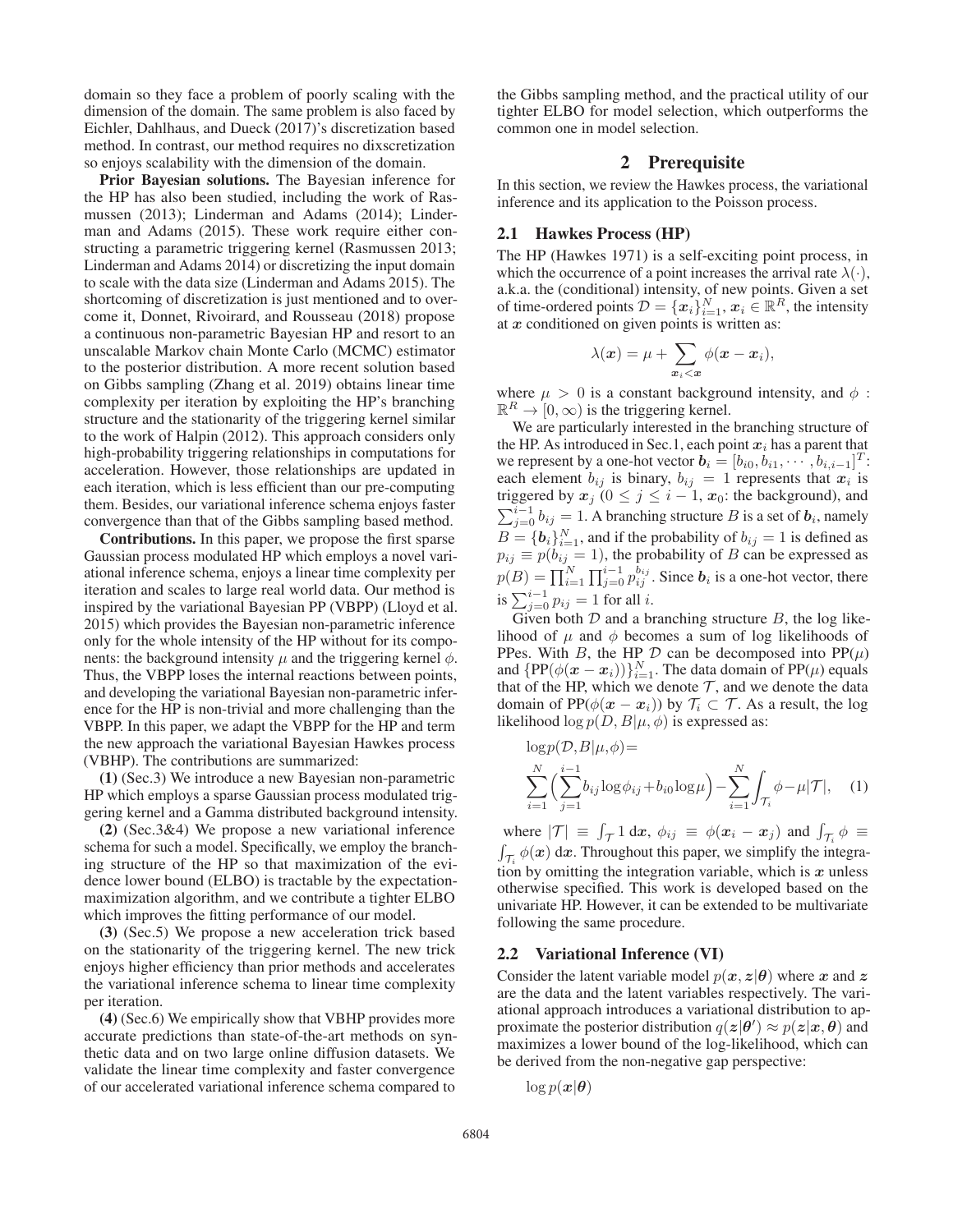domain so they face a problem of poorly scaling with the dimension of the domain. The same problem is also faced by Eichler, Dahlhaus, and Dueck (2017)'s discretization based method. In contrast, our method requires no dixscretization so enjoys scalability with the dimension of the domain.

**Prior Bayesian solutions.** The Bayesian inference for the HP has also been studied, including the work of Rasmussen (2013); Linderman and Adams (2014); Linderman and Adams (2015). These work require either constructing a parametric triggering kernel (Rasmussen 2013; Linderman and Adams 2014) or discretizing the input domain to scale with the data size (Linderman and Adams 2015). The shortcoming of discretization is just mentioned and to overcome it, Donnet, Rivoirard, and Rousseau (2018) propose a continuous non-parametric Bayesian HP and resort to an unscalable Markov chain Monte Carlo (MCMC) estimator to the posterior distribution. A more recent solution based on Gibbs sampling (Zhang et al. 2019) obtains linear time complexity per iteration by exploiting the HP's branching structure and the stationarity of the triggering kernel similar to the work of Halpin (2012). This approach considers only high-probability triggering relationships in computations for acceleration. However, those relationships are updated in each iteration, which is less efficient than our pre-computing them. Besides, our variational inference schema enjoys faster convergence than that of the Gibbs sampling based method.

**Contributions.** In this paper, we propose the first sparse Gaussian process modulated HP which employs a novel variational inference schema, enjoys a linear time complexity per iteration and scales to large real world data. Our method is inspired by the variational Bayesian PP (VBPP) (Lloyd et al. 2015) which provides the Bayesian non-parametric inference only for the whole intensity of the HP without for its components: the background intensity $\mu$ and the triggering kernel $\phi$. Thus, the VBPP loses the internal reactions between points, and developing the variational Bayesian non-parametric inference for the HP is non-trivial and more challenging than the VBPP. In this paper, we adapt the VBPP for the HP and term the new approach the variational Bayesian Hawkes process (VBHP). The contributions are summarized:

**(1)** (Sec.3) We introduce a new Bayesian non-parametric HP which employs a sparse Gaussian process modulated triggering kernel and a Gamma distributed background intensity.

**(2)** (Sec.3&4) We propose a new variational inference schema for such a model. Specifically, we employ the branching structure of the HP so that maximization of the evidence lower bound (ELBO) is tractable by the expectation-maximization algorithm, and we contribute a tighter ELBO which improves the fitting performance of our model.

**(3)** (Sec.5) We propose a new acceleration trick based on the stationarity of the triggering kernel. The new trick enjoys higher efficiency than prior methods and accelerates the variational inference schema to linear time complexity per iteration.

**(4)** (Sec.6) We empirically show that VBHP provides more accurate predictions than state-of-the-art methods on synthetic data and on two large online diffusion datasets. We validate the linear time complexity and faster convergence of our accelerated variational inference schema compared to the Gibbs sampling method, and the practical utility of our tighter ELBO for model selection, which outperforms the common one in model selection.

## 2 Prerequisite

In this section, we review the Hawkes process, the variational inference and its application to the Poisson process.

### 2.1 Hawkes Process (HP)

The HP (Hawkes 1971) is a self-exciting point process, in which the occurrence of a point increases the arrival rate $\lambda(\cdot)$, a.k.a. the (conditional) intensity, of new points. Given a set of time-ordered points $\mathcal{D} = \{\boldsymbol{x}_i\}_{i=1}^N$, $\boldsymbol{x}_i \in \mathbb{R}^R$, the intensity at $\boldsymbol{x}$ conditioned on given points is written as:

$$\lambda(\boldsymbol{x}) = \mu + \sum_{\boldsymbol{x}_i < \boldsymbol{x}} \phi(\boldsymbol{x} - \boldsymbol{x}_i),$$

where $\mu > 0$ is a constant background intensity, and $\phi : \mathbb{R}^R \to [0, \infty)$ is the triggering kernel.

We are particularly interested in the branching structure of the HP. As introduced in Sec.1, each point $\boldsymbol{x}_i$ has a parent that we represent by a one-hot vector $\boldsymbol{b}_i = [b_{i0}, b_{i1}, \cdots, b_{i,i-1}]^T$: each element $b_{ij}$ is binary, $b_{ij} = 1$ represents that $\boldsymbol{x}_i$ is triggered by $\boldsymbol{x}_j$ ($0 \leq j \leq i-1$, $\boldsymbol{x}_0$: the background), and $\sum_{j=0}^{i-1} b_{ij} = 1$. A branching structure $B$ is a set of $\boldsymbol{b}_i$, namely $B = \{\boldsymbol{b}_i\}_{i=1}^N$, and if the probability of $b_{ij} = 1$ is defined as $p_{ij} \equiv p(b_{ij} = 1)$, the probability of $B$ can be expressed as $p(B) = \prod_{i=1}^N \prod_{j=0}^{i-1} p_{ij}^{b_{ij}}$. Since $\boldsymbol{b}_i$ is a one-hot vector, there is $\sum_{j=0}^{i-1} p_{ij} = 1$ for all $i$.

Given both $\mathcal{D}$ and a branching structure $B$, the log likelihood of $\mu$ and $\phi$ becomes a sum of log likelihoods of PPes. With $B$, the HP $\mathcal{D}$ can be decomposed into PP($\mu$) and $\{\text{PP}(\phi(\boldsymbol{x} - \boldsymbol{x}_i))\}_{i=1}^N$. The data domain of PP($\mu$) equals that of the HP, which we denote $\mathcal{T}$, and we denote the data domain of PP($\phi(\boldsymbol{x} - \boldsymbol{x}_i)$) by $\mathcal{T}_i \subset \mathcal{T}$. As a result, the log likelihood $\log p(D, B|\mu, \phi)$ is expressed as:

$$\log p(\mathcal{D}, B|\mu, \phi) = \sum_{i=1}^N \Big( \sum_{j=1}^{i-1} b_{ij} \log \phi_{ij} + b_{i0} \log \mu \Big) - \sum_{i=1}^N \int_{\mathcal{T}_i} \phi - \mu |\mathcal{T}|, \quad (1)$$

where $|\mathcal{T}| \equiv \int_{\mathcal{T}} 1 \, \mathrm{d}\boldsymbol{x}$, $\phi_{ij} \equiv \phi(\boldsymbol{x}_i - \boldsymbol{x}_j)$ and $\int_{\mathcal{T}_i} \phi \equiv \int_{\mathcal{T}_i} \phi(\boldsymbol{x}) \, \mathrm{d}\boldsymbol{x}$. Throughout this paper, we simplify the integration by omitting the integration variable, which is $\boldsymbol{x}$ unless otherwise specified. This work is developed based on the univariate HP. However, it can be extended to be multivariate following the same procedure.

### 2.2 Variational Inference (VI)

Consider the latent variable model $p(\boldsymbol{x}, \boldsymbol{z}|\boldsymbol{\theta})$ where $\boldsymbol{x}$ and $\boldsymbol{z}$ are the data and the latent variables respectively. The variational approach introduces a variational distribution to approximate the posterior distribution $q(\boldsymbol{z}|\boldsymbol{\theta}') \approx p(\boldsymbol{z}|\boldsymbol{x}, \boldsymbol{\theta})$ and maximizes a lower bound of the log-likelihood, which can be derived from the non-negative gap perspective:

$$\log p(\boldsymbol{x}|\boldsymbol{\theta})$$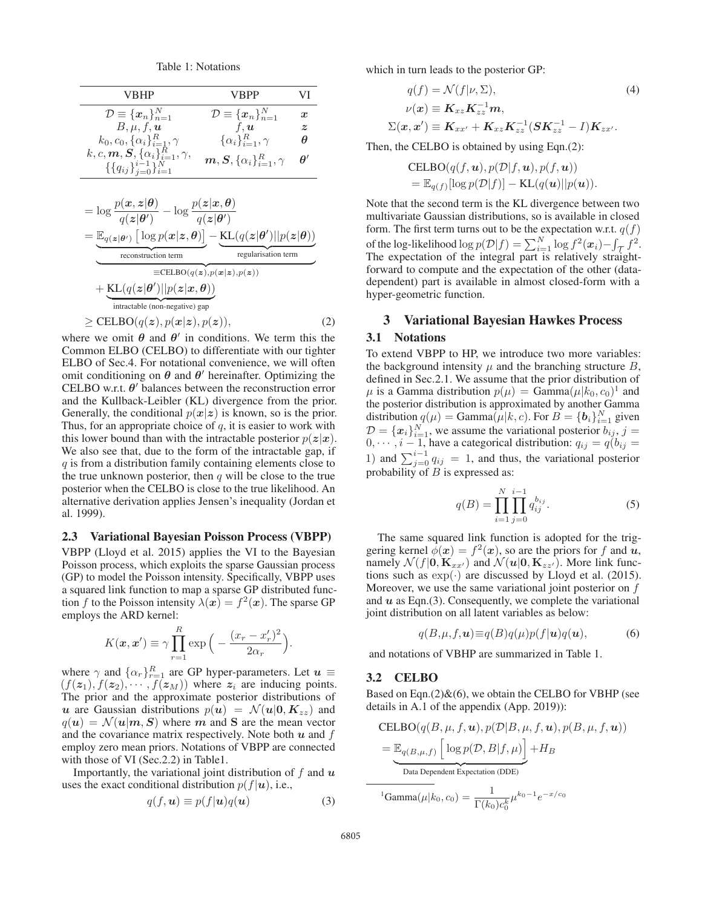Table 1: Notations

| VBHP | VBPP | VI |
|---|---|---|
| $\mathcal{D} \equiv \{\boldsymbol{x}_n\}_{n=1}^N$ | $\mathcal{D} \equiv \{\boldsymbol{x}_n\}_{n=1}^N$ | $\boldsymbol{x}$ |
| $B, \mu, f, \boldsymbol{u}$ | $f, \boldsymbol{u}$ | $\boldsymbol{z}$ |
| $k_0, c_0, \{\alpha_i\}_{i=1}^R, \gamma$ | $\{\alpha_i\}_{i=1}^R, \gamma$ | $\boldsymbol{\theta}$ |
| $k, c, \boldsymbol{m}, \boldsymbol{S}, \{\alpha_i\}_{i=1}^R, \gamma, \{\{q_{ij}\}_{j=0}^{i-1}\}_{i=1}^N$ | $\boldsymbol{m}, \boldsymbol{S}, \{\alpha_i\}_{i=1}^R, \gamma$ | $\boldsymbol{\theta}'$ |

$$
\begin{aligned}
&= \log \frac{p(\boldsymbol{x}, \boldsymbol{z}|\boldsymbol{\theta})}{q(\boldsymbol{z}|\boldsymbol{\theta}')} - \log \frac{p(\boldsymbol{z}|\boldsymbol{x}, \boldsymbol{\theta})}{q(\boldsymbol{z}|\boldsymbol{\theta}')} \\
&= \underbrace{\underbrace{\mathbb{E}_{q(\boldsymbol{z}|\boldsymbol{\theta}')}\big[\log p(\boldsymbol{x}|\boldsymbol{z}, \boldsymbol{\theta})\big]}_{\text{reconstruction term}} - \underbrace{\mathrm{KL}(q(\boldsymbol{z}|\boldsymbol{\theta}')||p(\boldsymbol{z}|\boldsymbol{\theta}))}_{\text{regularisation term}}}_{\equiv \mathrm{CELBO}(q(\boldsymbol{z}), p(\boldsymbol{x}|\boldsymbol{z}), p(\boldsymbol{z}))} \\
&\quad + \underbrace{\mathrm{KL}(q(\boldsymbol{z}|\boldsymbol{\theta}')||p(\boldsymbol{z}|\boldsymbol{x}, \boldsymbol{\theta}))}_{\text{intractable (non-negative) gap}} \\
&\geq \mathrm{CELBO}(q(\boldsymbol{z}), p(\boldsymbol{x}|\boldsymbol{z}), p(\boldsymbol{z})),
\end{aligned} \tag{2}
$$

where we omit $\boldsymbol{\theta}$ and $\boldsymbol{\theta}'$ in conditions. We term this the Common ELBO (CELBO) to differentiate with our tighter ELBO of Sec.4. For notational convenience, we will often omit conditioning on $\boldsymbol{\theta}$ and $\boldsymbol{\theta}'$ hereinafter. Optimizing the CELBO w.r.t. $\boldsymbol{\theta}'$ balances between the reconstruction error and the Kullback-Leibler (KL) divergence from the prior. Generally, the conditional $p(\boldsymbol{x}|\boldsymbol{z})$ is known, so is the prior. Thus, for an appropriate choice of $q$, it is easier to work with this lower bound than with the intractable posterior $p(\boldsymbol{z}|\boldsymbol{x})$. We also see that, due to the form of the intractable gap, if $q$ is from a distribution family containing elements close to the true unknown posterior, then $q$ will be close to the true posterior when the CELBO is close to the true likelihood. An alternative derivation applies Jensen's inequality (Jordan et al. 1999).

### 2.3 Variational Bayesian Poisson Process (VBPP)

VBPP (Lloyd et al. 2015) applies the VI to the Bayesian Poisson process, which exploits the sparse Gaussian process (GP) to model the Poisson intensity. Specifically, VBPP uses a squared link function to map a sparse GP distributed function $f$ to the Poisson intensity $\lambda(\boldsymbol{x}) = f^2(\boldsymbol{x})$. The sparse GP employs the ARD kernel:

$$
K(\boldsymbol{x}, \boldsymbol{x}') \equiv \gamma \prod_{r=1}^R \exp\Big(-\frac{(x_r - x_r')^2}{2\alpha_r}\Big).
$$

where $\gamma$ and $\{\alpha_r\}_{r=1}^R$ are GP hyper-parameters. Let $\boldsymbol{u} \equiv (f(\boldsymbol{z}_1), f(\boldsymbol{z}_2), \cdots, f(\boldsymbol{z}_M))$ where $\boldsymbol{z}_i$ are inducing points. The prior and the approximate posterior distributions of $\boldsymbol{u}$ are Gaussian distributions $p(\boldsymbol{u}) = \mathcal{N}(\boldsymbol{u}|\boldsymbol{0}, \boldsymbol{K}_{zz})$ and $q(\boldsymbol{u}) = \mathcal{N}(\boldsymbol{u}|\boldsymbol{m}, \boldsymbol{S})$ where $\boldsymbol{m}$ and $\mathbf{S}$ are the mean vector and the covariance matrix respectively. Note both $\boldsymbol{u}$ and $f$ employ zero mean priors. Notations of VBPP are connected with those of VI (Sec.2.2) in Table1.

Importantly, the variational joint distribution of $f$ and $\boldsymbol{u}$ uses the exact conditional distribution $p(f|\boldsymbol{u})$, i.e.,

$$
q(f, \boldsymbol{u}) \equiv p(f|\boldsymbol{u})q(\boldsymbol{u}) \tag{3}
$$

which in turn leads to the posterior GP:

$$
\begin{aligned}
q(f) &= \mathcal{N}(f|\nu, \Sigma), \\
\nu(\boldsymbol{x}) &\equiv \boldsymbol{K}_{xz}\boldsymbol{K}_{zz}^{-1}\boldsymbol{m}, \\
\Sigma(\boldsymbol{x}, \boldsymbol{x}') &\equiv \boldsymbol{K}_{xx'} + \boldsymbol{K}_{xz}\boldsymbol{K}_{zz}^{-1}(\boldsymbol{S}\boldsymbol{K}_{zz}^{-1} - I)\boldsymbol{K}_{zx'}.
\end{aligned} \tag{4}
$$

Then, the CELBO is obtained by using Eqn.(2):

$$
\begin{aligned}
&\mathrm{CELBO}(q(f, \boldsymbol{u}), p(\mathcal{D}|f, \boldsymbol{u}), p(f, \boldsymbol{u})) \\
&= \mathbb{E}_{q(f)}[\log p(\mathcal{D}|f)] - \mathrm{KL}(q(\boldsymbol{u})||p(\boldsymbol{u})).
\end{aligned}
$$

Note that the second term is the KL divergence between two multivariate Gaussian distributions, so is available in closed form. The first term turns out to be the expectation w.r.t. $q(f)$ of the log-likelihood $\log p(\mathcal{D}|f) = \sum_{i=1}^N \log f^2(\boldsymbol{x}_i) - \int_{\mathcal{T}} f^2$. The expectation of the integral part is relatively straightforward to compute and the expectation of the other (data-dependent) part is available in almost closed-form with a hyper-geometric function.

## 3 Variational Bayesian Hawkes Process

### 3.1 Notations

To extend VBPP to HP, we introduce two more variables: the background intensity $\mu$ and the branching structure $B$, defined in Sec.2.1. We assume that the prior distribution of $\mu$ is a Gamma distribution $p(\mu) = \mathrm{Gamma}(\mu|k_0, c_0)$[1] and the posterior distribution is approximated by another Gamma distribution $q(\mu) = \mathrm{Gamma}(\mu|k, c)$. For $B = \{\boldsymbol{b}_i\}_{i=1}^N$ given $\mathcal{D} = \{\boldsymbol{x}_i\}_{i=1}^N$, we assume the variational posterior $b_{ij}$, $j = 0, \cdots, i-1$, have a categorical distribution: $q_{ij} = q(b_{ij} = 1)$ and $\sum_{j=0}^{i-1} q_{ij} = 1$, and thus, the variational posterior probability of $B$ is expressed as:

$$
q(B) = \prod_{i=1}^N \prod_{j=0}^{i-1} q_{ij}^{b_{ij}}. \tag{5}
$$

The same squared link function is adopted for the triggering kernel $\phi(\boldsymbol{x}) = f^2(\boldsymbol{x})$, so are the priors for $f$ and $\boldsymbol{u}$, namely $\mathcal{N}(f|\boldsymbol{0}, \mathbf{K}_{xx'})$ and $\mathcal{N}(\boldsymbol{u}|\boldsymbol{0}, \mathbf{K}_{zz'})$. More link functions such as $\exp(\cdot)$ are discussed by Lloyd et al. (2015). Moreover, we use the same variational joint posterior on $f$ and $\boldsymbol{u}$ as Eqn.(3). Consequently, we complete the variational joint distribution on all latent variables as below:

$$
q(B, \mu, f, \boldsymbol{u}) \equiv q(B)q(\mu)p(f|\boldsymbol{u})q(\boldsymbol{u}), \tag{6}
$$

and notations of VBHP are summarized in Table 1.

### 3.2 CELBO

Based on Eqn.(2)&(6), we obtain the CELBO for VBHP (see details in A.1 of the appendix (App. 2019)):

$$
\begin{aligned}
&\mathrm{CELBO}(q(B, \mu, f, \boldsymbol{u}), p(\mathcal{D}|B, \mu, f, \boldsymbol{u}), p(B, \mu, f, \boldsymbol{u})) \\
&= \underbrace{\mathbb{E}_{q(B, \mu, f)}\Big[\log p(\mathcal{D}, B|f, \mu)\Big]}_{\text{Data Dependent Expectation (DDE)}} + H_B
\end{aligned}
$$

[1] $\mathrm{Gamma}(\mu|k_0, c_0) = \frac{1}{\Gamma(k_0)c_0^k}\mu^{k_0-1}e^{-x/c_0}$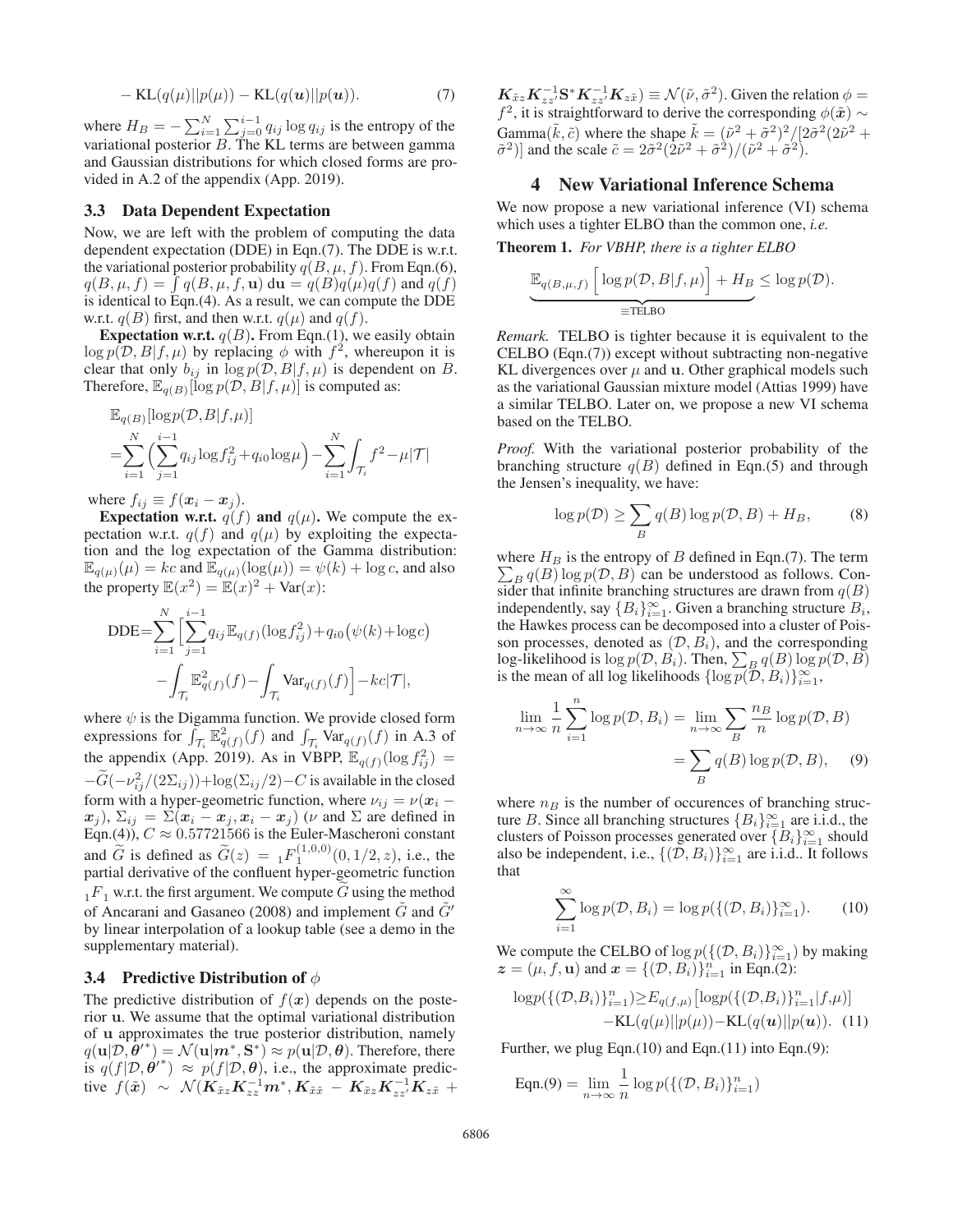$$- \mathrm{KL}(q(\mu)||p(\mu)) - \mathrm{KL}(q(\boldsymbol{u})||p(\boldsymbol{u})). \tag{7}$$

where $H_B = -\sum_{i=1}^{N}\sum_{j=0}^{i-1} q_{ij} \log q_{ij}$ is the entropy of the variational posterior $B$. The KL terms are between gamma and Gaussian distributions for which closed forms are provided in A.2 of the appendix (App. 2019).

### 3.3 Data Dependent Expectation

Now, we are left with the problem of computing the data dependent expectation (DDE) in Eqn.(7). The DDE is w.r.t. the variational posterior probability $q(B, \mu, f)$. From Eqn.(6), $q(B, \mu, f) = \int q(B, \mu, f, \mathbf{u})\, d\mathbf{u} = q(B)q(\mu)q(f)$ and $q(f)$ is identical to Eqn.(4). As a result, we can compute the DDE w.r.t. $q(B)$ first, and then w.r.t. $q(\mu)$ and $q(f)$.

**Expectation w.r.t.** $q(B)$**.** From Eqn.(1), we easily obtain $\log p(\mathcal{D}, B|f, \mu)$ by replacing $\phi$ with $f^2$, whereupon it is clear that only $b_{ij}$ in $\log p(\mathcal{D}, B|f, \mu)$ is dependent on $B$. Therefore, $\mathbb{E}_{q(B)}[\log p(\mathcal{D}, B|f, \mu)]$ is computed as:

$$\begin{aligned}
&\mathbb{E}_{q(B)}[\log p(\mathcal{D},B|f,\mu)] \\
&=\sum_{i=1}^{N}\Big(\sum_{j=1}^{i-1} q_{ij}\log f_{ij}^2 + q_{i0}\log\mu\Big) - \sum_{i=1}^{N}\int_{\mathcal{T}_i} f^2 - \mu|\mathcal{T}|
\end{aligned}$$

where $f_{ij} \equiv f(\boldsymbol{x}_i - \boldsymbol{x}_j)$.

**Expectation w.r.t.** $q(f)$ **and** $q(\mu)$**.** We compute the expectation w.r.t. $q(f)$ and $q(\mu)$ by exploiting the expectation and the log expectation of the Gamma distribution: $\mathbb{E}_{q(\mu)}(\mu) = kc$ and $\mathbb{E}_{q(\mu)}(\log(\mu)) = \psi(k) + \log c$, and also the property $\mathbb{E}(x^2) = \mathbb{E}(x)^2 + \mathrm{Var}(x)$:

$$\begin{aligned}
\mathrm{DDE}=&\sum_{i=1}^{N}\Big[\sum_{j=1}^{i-1} q_{ij}\mathbb{E}_{q(f)}(\log f_{ij}^2) + q_{i0}\big(\psi(k)+\log c\big) \\
&-\int_{\mathcal{T}_i}\mathbb{E}_{q(f)}^2(f) - \int_{\mathcal{T}_i}\mathrm{Var}_{q(f)}(f)\Big] - kc|\mathcal{T}|,
\end{aligned}$$

where $\psi$ is the Digamma function. We provide closed form expressions for $\int_{\mathcal{T}_i}\mathbb{E}_{q(f)}^2(f)$ and $\int_{\mathcal{T}_i}\mathrm{Var}_{q(f)}(f)$ in A.3 of the appendix (App. 2019). As in VBPP, $\mathbb{E}_{q(f)}(\log f_{ij}^2) = -\widetilde{G}(-\nu_{ij}^2/(2\Sigma_{ij})) + \log(\Sigma_{ij}/2) - C$ is available in the closed form with a hyper-geometric function, where $\nu_{ij} = \nu(\boldsymbol{x}_i - \boldsymbol{x}_j)$, $\Sigma_{ij} = \Sigma(\boldsymbol{x}_i - \boldsymbol{x}_j, \boldsymbol{x}_i - \boldsymbol{x}_j)$ ($\nu$ and $\Sigma$ are defined in Eqn.(4)), $C \approx 0.57721566$ is the Euler-Mascheroni constant and $\widetilde{G}$ is defined as $\widetilde{G}(z) = {}_1F_1^{(1,0,0)}(0, 1/2, z)$, i.e., the partial derivative of the confluent hyper-geometric function ${}_1F_1$ w.r.t. the first argument. We compute $\widetilde{G}$ using the method of Ancarani and Gasaneo (2008) and implement $\tilde{G}$ and $\tilde{G}'$ by linear interpolation of a lookup table (see a demo in the supplementary material).

### 3.4 Predictive Distribution of $\phi$

The predictive distribution of $f(\boldsymbol{x})$ depends on the posterior $\mathbf{u}$. We assume that the optimal variational distribution of $\mathbf{u}$ approximates the true posterior distribution, namely $q(\mathbf{u}|\mathcal{D}, \boldsymbol{\theta}'^*) = \mathcal{N}(\mathbf{u}|\boldsymbol{m}^*, \mathbf{S}^*) \approx p(\mathbf{u}|\mathcal{D}, \boldsymbol{\theta})$. Therefore, there is $q(f|\mathcal{D}, \boldsymbol{\theta}'^*) \approx p(f|\mathcal{D}, \boldsymbol{\theta})$, i.e., the approximate predictive $f(\tilde{\boldsymbol{x}}) \sim \mathcal{N}(\boldsymbol{K}_{\tilde{x}z}\boldsymbol{K}_{zz}^{-1}\boldsymbol{m}^*, \boldsymbol{K}_{\tilde{x}\tilde{x}} - \boldsymbol{K}_{\tilde{x}z}\boldsymbol{K}_{zz'}^{-1}\boldsymbol{K}_{z\tilde{x}} + \boldsymbol{K}_{\tilde{x}z}\boldsymbol{K}_{zz'}^{-1}\mathbf{S}^*\boldsymbol{K}_{zz'}^{-1}\boldsymbol{K}_{z\tilde{x}}) \equiv \mathcal{N}(\tilde{\nu}, \tilde{\sigma}^2)$. Given the relation $\phi = f^2$, it is straightforward to derive the corresponding $\phi(\tilde{\boldsymbol{x}}) \sim \mathrm{Gamma}(\tilde{k}, \tilde{c})$ where the shape $\tilde{k} = (\tilde{\nu}^2 + \tilde{\sigma}^2)^2/[2\tilde{\sigma}^2(2\tilde{\nu}^2 + \tilde{\sigma}^2)]$ and the scale $\tilde{c} = 2\tilde{\sigma}^2(2\tilde{\nu}^2 + \tilde{\sigma}^2)/(\tilde{\nu}^2 + \tilde{\sigma}^2)$.

## 4 New Variational Inference Schema

We now propose a new variational inference (VI) schema which uses a tighter ELBO than the common one, *i.e.*

**Theorem 1.** *For VBHP, there is a tighter ELBO*

$$\underbrace{\mathbb{E}_{q(B,\mu,f)}\Big[\log p(\mathcal{D}, B|f, \mu)\Big] + H_B}_{\equiv \mathrm{TELBO}} \leq \log p(\mathcal{D}).$$

*Remark.* TELBO is tighter because it is equivalent to the CELBO (Eqn.(7)) except without subtracting non-negative KL divergences over $\mu$ and $\mathbf{u}$. Other graphical models such as the variational Gaussian mixture model (Attias 1999) have a similar TELBO. Later on, we propose a new VI schema based on the TELBO.

*Proof.* With the variational posterior probability of the branching structure $q(B)$ defined in Eqn.(5) and through the Jensen's inequality, we have:

$$\log p(\mathcal{D}) \geq \sum_B q(B) \log p(\mathcal{D}, B) + H_B, \tag{8}$$

where $H_B$ is the entropy of $B$ defined in Eqn.(7). The term $\sum_B q(B) \log p(\mathcal{D}, B)$ can be understood as follows. Consider that infinite branching structures are drawn from $q(B)$ independently, say $\{B_i\}_{i=1}^{\infty}$. Given a branching structure $B_i$, the Hawkes process can be decomposed into a cluster of Poisson processes, denoted as $(\mathcal{D}, B_i)$, and the corresponding log-likelihood is $\log p(\mathcal{D}, B_i)$. Then, $\sum_B q(B) \log p(\mathcal{D}, B)$ is the mean of all log likelihoods $\{\log p(\mathcal{D}, B_i)\}_{i=1}^{\infty}$,

$$\begin{aligned}
\lim_{n\to\infty}\frac{1}{n}\sum_{i=1}^{n}\log p(\mathcal{D}, B_i) &= \lim_{n\to\infty}\sum_B \frac{n_B}{n}\log p(\mathcal{D}, B) \\
&= \sum_B q(B)\log p(\mathcal{D}, B),
\end{aligned} \tag{9}$$

where $n_B$ is the number of occurences of branching structure $B$. Since all branching structures $\{B_i\}_{i=1}^{\infty}$ are i.i.d., the clusters of Poisson processes generated over $\{B_i\}_{i=1}^{\infty}$ should also be independent, i.e., $\{(\mathcal{D}, B_i)\}_{i=1}^{\infty}$ are i.i.d.. It follows that

$$\sum_{i=1}^{\infty}\log p(\mathcal{D}, B_i) = \log p(\{(\mathcal{D}, B_i)\}_{i=1}^{\infty}). \tag{10}$$

We compute the CELBO of $\log p(\{(\mathcal{D}, B_i)\}_{i=1}^{\infty})$ by making $\boldsymbol{z} = (\mu, f, \mathbf{u})$ and $\boldsymbol{x} = \{(\mathcal{D}, B_i)\}_{i=1}^{n}$ in Eqn.(2):

$$\begin{aligned}
\log p(\{(\mathcal{D},B_i)\}_{i=1}^{n}) \geq & E_{q(f,\mu)}\big[\log p(\{(\mathcal{D},B_i)\}_{i=1}^{n}|f,\mu)\big] \\
&- \mathrm{KL}(q(\mu)||p(\mu)) - \mathrm{KL}(q(\boldsymbol{u})||p(\boldsymbol{u})).
\end{aligned} \tag{11}$$

Further, we plug Eqn.(10) and Eqn.(11) into Eqn.(9):

$$\text{Eqn.(9)} = \lim_{n\to\infty}\frac{1}{n}\log p(\{(\mathcal{D}, B_i)\}_{i=1}^{n})$$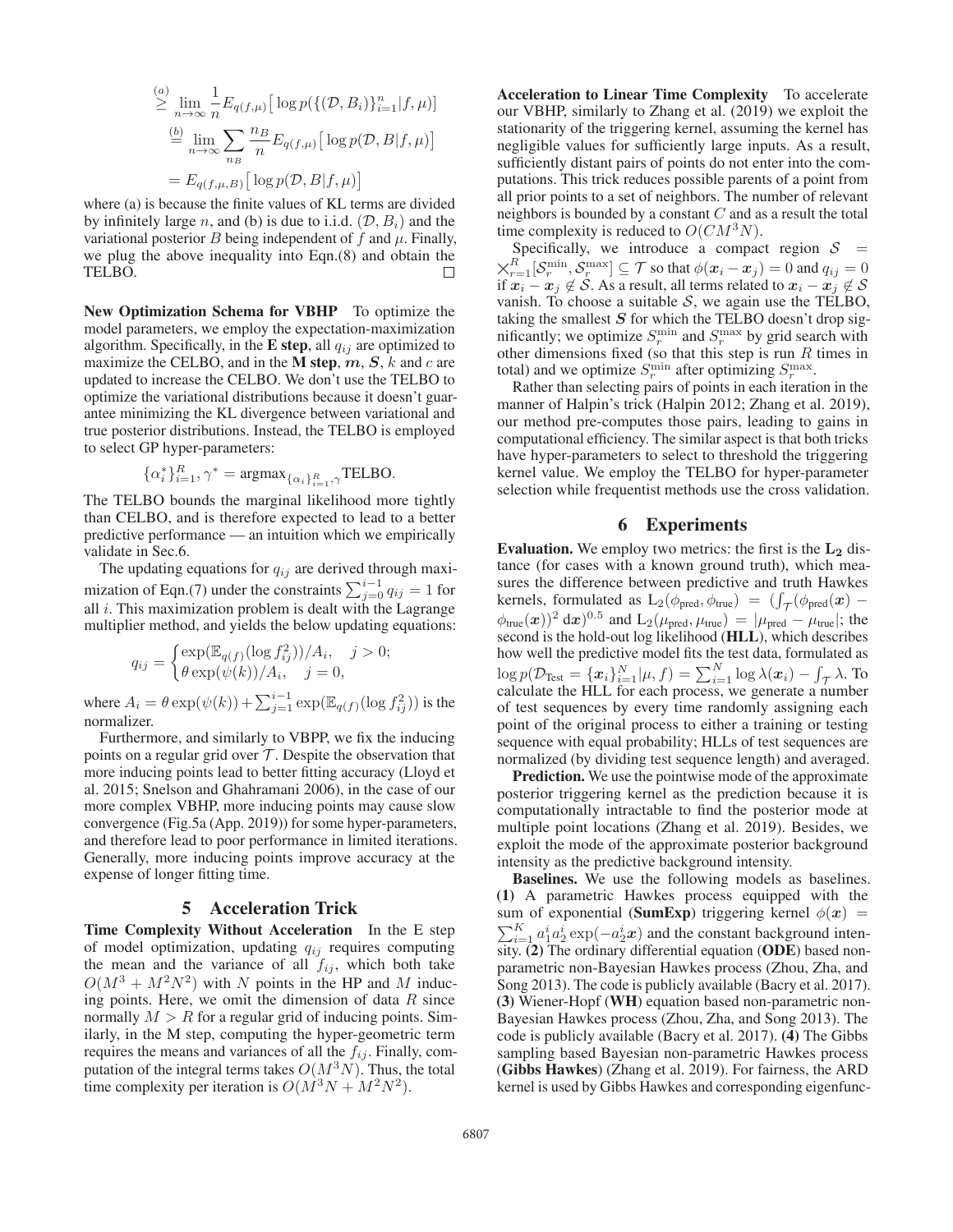$$\overset{(a)}{\geq} \lim_{n\to\infty} \frac{1}{n} E_{q(f,\mu)}\big[\log p(\{(\mathcal{D}, B_i)\}_{i=1}^{n} | f, \mu)\big]$$

$$\overset{(b)}{=} \lim_{n\to\infty} \sum_{n_B} \frac{n_B}{n} E_{q(f,\mu)}\big[\log p(\mathcal{D}, B | f, \mu)\big]$$

$$= E_{q(f,\mu,B)}\big[\log p(\mathcal{D}, B | f, \mu)\big]$$

where (a) is because the finite values of KL terms are divided by infinitely large $n$, and (b) is due to i.i.d. $(\mathcal{D}, B_i)$ and the variational posterior $B$ being independent of $f$ and $\mu$. Finally, we plug the above inequality into Eqn.(8) and obtain the TELBO. □

**New Optimization Schema for VBHP** To optimize the model parameters, we employ the expectation-maximization algorithm. Specifically, in the **E step**, all $q_{ij}$ are optimized to maximize the CELBO, and in the **M step**, $\boldsymbol{m}$, $\boldsymbol{S}$, $k$ and $c$ are updated to increase the CELBO. We don't use the TELBO to optimize the variational distributions because it doesn't guarantee minimizing the KL divergence between variational and true posterior distributions. Instead, the TELBO is employed to select GP hyper-parameters:

$$\{\alpha_i^*\}_{i=1}^{R}, \gamma^* = \text{argmax}_{\{\alpha_i\}_{i=1}^{R}, \gamma} \text{TELBO}.$$

The TELBO bounds the marginal likelihood more tightly than CELBO, and is therefore expected to lead to a better predictive performance — an intuition which we empirically validate in Sec.6.

The updating equations for $q_{ij}$ are derived through maximization of Eqn.(7) under the constraints $\sum_{j=0}^{i-1} q_{ij} = 1$ for all $i$. This maximization problem is dealt with the Lagrange multiplier method, and yields the below updating equations:

$$q_{ij} = \begin{cases} \exp(\mathbb{E}_{q(f)}(\log f_{ij}^2))/A_i, & j > 0; \\ \theta \exp(\psi(k))/A_i, & j = 0, \end{cases}$$

where $A_i = \theta \exp(\psi(k)) + \sum_{j=1}^{i-1} \exp(\mathbb{E}_{q(f)}(\log f_{ij}^2))$ is the normalizer.

Furthermore, and similarly to VBPP, we fix the inducing points on a regular grid over $\mathcal{T}$. Despite the observation that more inducing points lead to better fitting accuracy (Lloyd et al. 2015; Snelson and Ghahramani 2006), in the case of our more complex VBHP, more inducing points may cause slow convergence (Fig.5a (App. 2019)) for some hyper-parameters, and therefore lead to poor performance in limited iterations. Generally, more inducing points improve accuracy at the expense of longer fitting time.

## 5 Acceleration Trick

**Time Complexity Without Acceleration** In the E step of model optimization, updating $q_{ij}$ requires computing the mean and the variance of all $f_{ij}$, which both take $O(M^3 + M^2N^2)$ with $N$ points in the HP and $M$ inducing points. Here, we omit the dimension of data $R$ since normally $M > R$ for a regular grid of inducing points. Similarly, in the M step, computing the hyper-geometric term requires the means and variances of all the $f_{ij}$. Finally, computation of the integral terms takes $O(M^3N)$. Thus, the total time complexity per iteration is $O(M^3N + M^2N^2)$.

**Acceleration to Linear Time Complexity** To accelerate our VBHP, similarly to Zhang et al. (2019) we exploit the stationarity of the triggering kernel, assuming the kernel has negligible values for sufficiently large inputs. As a result, sufficiently distant pairs of points do not enter into the computations. This trick reduces possible parents of a point from all prior points to a set of neighbors. The number of relevant neighbors is bounded by a constant $C$ and as a result the total time complexity is reduced to $O(CM^3N)$.

Specifically, we introduce a compact region $\mathcal{S} = \times_{r=1}^{R}[\mathcal{S}_r^{\min}, \mathcal{S}_r^{\max}] \subseteq \mathcal{T}$ so that $\phi(\boldsymbol{x}_i - \boldsymbol{x}_j) = 0$ and $q_{ij} = 0$ if $\boldsymbol{x}_i - \boldsymbol{x}_j \notin \mathcal{S}$. As a result, all terms related to $\boldsymbol{x}_i - \boldsymbol{x}_j \notin \mathcal{S}$ vanish. To choose a suitable $\mathcal{S}$, we again use the TELBO, taking the smallest $\boldsymbol{S}$ for which the TELBO doesn't drop significantly; we optimize $S_r^{\min}$ and $S_r^{\max}$ by grid search with other dimensions fixed (so that this step is run $R$ times in total) and we optimize $S_r^{\min}$ after optimizing $S_r^{\max}$.

Rather than selecting pairs of points in each iteration in the manner of Halpin's trick (Halpin 2012; Zhang et al. 2019), our method pre-computes those pairs, leading to gains in computational efficiency. The similar aspect is that both tricks have hyper-parameters to select to threshold the triggering kernel value. We employ the TELBO for hyper-parameter selection while frequentist methods use the cross validation.

## 6 Experiments

**Evaluation.** We employ two metrics: the first is the $\mathbf{L_2}$ distance (for cases with a known ground truth), which measures the difference between predictive and truth Hawkes kernels, formulated as $\text{L}_2(\phi_{\text{pred}}, \phi_{\text{true}}) = (\int_{\mathcal{T}}(\phi_{\text{pred}}(\boldsymbol{x}) - \phi_{\text{true}}(\boldsymbol{x}))^2 \,\text{d}\boldsymbol{x})^{0.5}$ and $\text{L}_2(\mu_{\text{pred}}, \mu_{\text{true}}) = |\mu_{\text{pred}} - \mu_{\text{true}}|$; the second is the hold-out log likelihood (**HLL**), which describes how well the predictive model fits the test data, formulated as $\log p(\mathcal{D}_{\text{Test}} = \{\boldsymbol{x}_i\}_{i=1}^{N} | \mu, f) = \sum_{i=1}^{N} \log \lambda(\boldsymbol{x}_i) - \int_{\mathcal{T}} \lambda$. To calculate the HLL for each process, we generate a number of test sequences by every time randomly assigning each point of the original process to either a training or testing sequence with equal probability; HLLs of test sequences are normalized (by dividing test sequence length) and averaged.

**Prediction.** We use the pointwise mode of the approximate posterior triggering kernel as the prediction because it is computationally intractable to find the posterior mode at multiple point locations (Zhang et al. 2019). Besides, we exploit the mode of the approximate posterior background intensity as the predictive background intensity.

**Baselines.** We use the following models as baselines. **(1)** A parametric Hawkes process equipped with the sum of exponential (**SumExp**) triggering kernel $\phi(\boldsymbol{x}) = \sum_{i=1}^{K} a_1^i a_2^i \exp(-a_2^i \boldsymbol{x})$ and the constant background intensity. **(2)** The ordinary differential equation (**ODE**) based non-parametric non-Bayesian Hawkes process (Zhou, Zha, and Song 2013). The code is publicly available (Bacry et al. 2017). **(3)** Wiener-Hopf (**WH**) equation based non-parametric non-Bayesian Hawkes process (Zhou, Zha, and Song 2013). The code is publicly available (Bacry et al. 2017). **(4)** The Gibbs sampling based Bayesian non-parametric Hawkes process (**Gibbs Hawkes**) (Zhang et al. 2019). For fairness, the ARD kernel is used by Gibbs Hawkes and corresponding eigenfunc-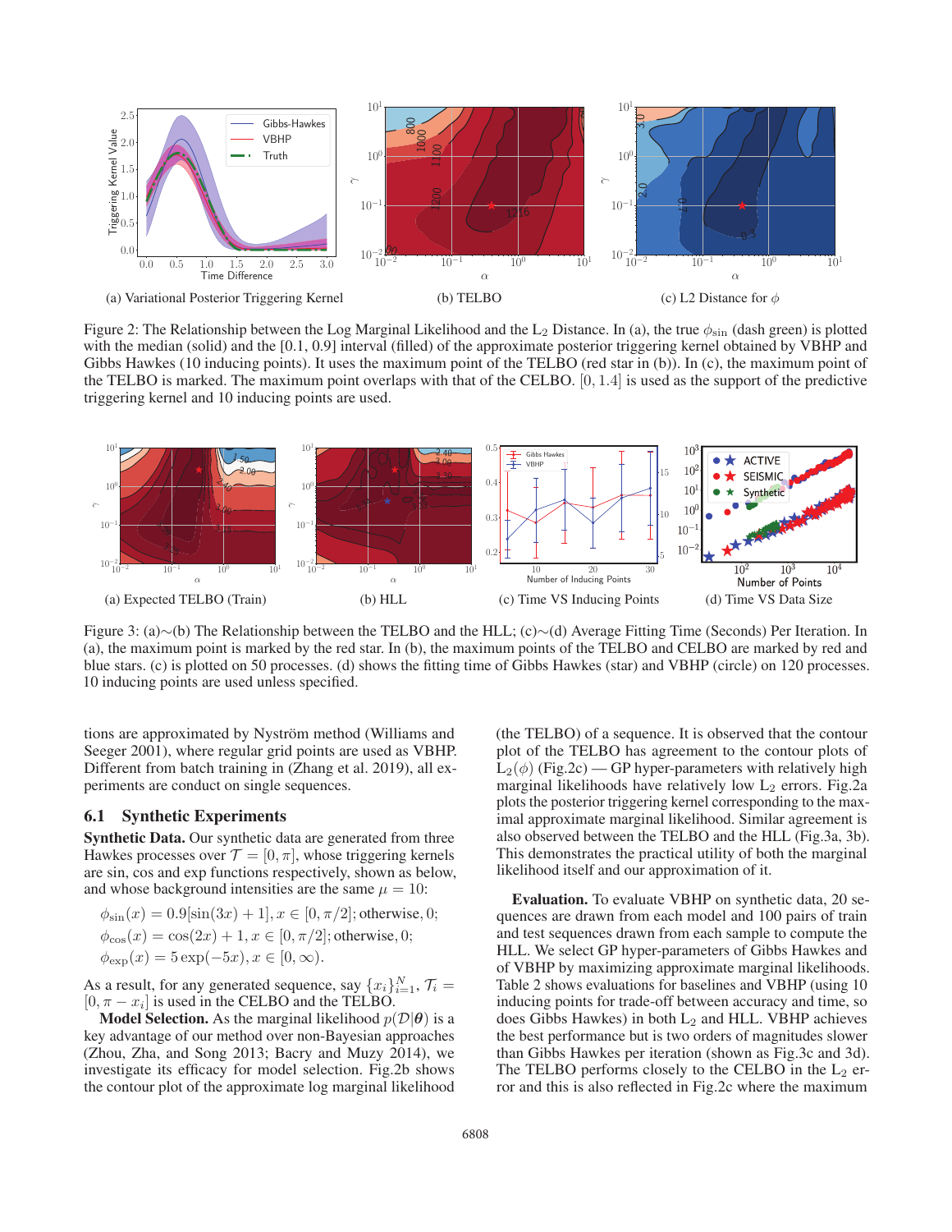2.5
2.0
1.5
1.0
0.5
0.0
Triggering Kernel Value
0.0 0.5 1.0 1.5 2.0 2.5 3.0
Time Difference
Gibbs-Hawkes
VBHP
Truth

(a) Variational Posterior Triggering Kernel

$10^1$ $10^0$ $10^{-1}$ $10^{-2}$
$\gamma$
$10^{-2}$ $10^{-1}$ $10^0$ $10^1$
$\alpha$
800 1000 1100 1200 1216 900

(b) TELBO

$10^1$ $10^0$ $10^{-1}$ $10^{-2}$
$\gamma$
$10^{-2}$ $10^{-1}$ $10^0$ $10^1$
$\alpha$
3.0 2.0 1.0 0.3

(c) L2 Distance for $\phi$

Figure 2: The Relationship between the Log Marginal Likelihood and the $L_2$ Distance. In (a), the true $\phi_{\sin}$ (dash green) is plotted with the median (solid) and the [0.1, 0.9] interval (filled) of the approximate posterior triggering kernel obtained by VBHP and Gibbs Hawkes (10 inducing points). It uses the maximum point of the TELBO (red star in (b)). In (c), the maximum point of the TELBO is marked. The maximum point overlaps with that of the CELBO. [0, 1.4] is used as the support of the predictive triggering kernel and 10 inducing points are used.

$10^1$ $10^0$ $10^{-1}$ $10^{-2}$
$\gamma$
$10^{-2}$ $10^{-1}$ $10^0$ $10^1$
$\alpha$
1.50 2.00

(a) Expected TELBO (Train)

$10^1$ $10^0$ $10^{-1}$ $10^{-2}$
$\gamma$
$10^{-2}$ $10^{-1}$ $10^0$ $10^1$
$\alpha$
2.40 2.00 2.30

(b) HLL

0.5 0.4 0.3 0.2
Gibbs Hawkes
VBHP
10 20 30
Number of Inducing Points
15 10 5

(c) Time VS Inducing Points

$10^3$ $10^2$ $10^1$ $10^0$ $10^{-1}$ $10^{-2}$
ACTIVE
SEISMIC
Synthetic
$10^2$ $10^3$ $10^4$
Number of Points

(d) Time VS Data Size

Figure 3: (a)∼(b) The Relationship between the TELBO and the HLL; (c)∼(d) Average Fitting Time (Seconds) Per Iteration. In (a), the maximum point is marked by the red star. In (b), the maximum points of the TELBO and CELBO are marked by red and blue stars. (c) is plotted on 50 processes. (d) shows the fitting time of Gibbs Hawkes (star) and VBHP (circle) on 120 processes. 10 inducing points are used unless specified.

tions are approximated by Nyström method (Williams and Seeger 2001), where regular grid points are used as VBHP. Different from batch training in (Zhang et al. 2019), all experiments are conduct on single sequences.

## 6.1 Synthetic Experiments

**Synthetic Data.** Our synthetic data are generated from three Hawkes processes over $\mathcal{T} = [0, \pi]$, whose triggering kernels are sin, cos and exp functions respectively, shown as below, and whose background intensities are the same $\mu = 10$:

$$\phi_{\sin}(x) = 0.9[\sin(3x) + 1], x \in [0, \pi/2]; \text{otherwise}, 0;$$
$$\phi_{\cos}(x) = \cos(2x) + 1, x \in [0, \pi/2]; \text{otherwise}, 0;$$
$$\phi_{\exp}(x) = 5\exp(-5x), x \in [0, \infty).$$

As a result, for any generated sequence, say $\{x_i\}_{i=1}^N$, $\mathcal{T}_i = [0, \pi - x_i]$ is used in the CELBO and the TELBO.

**Model Selection.** As the marginal likelihood $p(\mathcal{D}|\boldsymbol{\theta})$ is a key advantage of our method over non-Bayesian approaches (Zhou, Zha, and Song 2013; Bacry and Muzy 2014), we investigate its efficacy for model selection. Fig.2b shows the contour plot of the approximate log marginal likelihood (the TELBO) of a sequence. It is observed that the contour plot of the TELBO has agreement to the contour plots of $L_2(\phi)$ (Fig.2c) — GP hyper-parameters with relatively high marginal likelihoods have relatively low $L_2$ errors. Fig.2a plots the posterior triggering kernel corresponding to the maximal approximate marginal likelihood. Similar agreement is also observed between the TELBO and the HLL (Fig.3a, 3b). This demonstrates the practical utility of both the marginal likelihood itself and our approximation of it.

**Evaluation.** To evaluate VBHP on synthetic data, 20 sequences are drawn from each model and 100 pairs of train and test sequences drawn from each sample to compute the HLL. We select GP hyper-parameters of Gibbs Hawkes and of VBHP by maximizing approximate marginal likelihoods. Table 2 shows evaluations for baselines and VBHP (using 10 inducing points for trade-off between accuracy and time, so does Gibbs Hawkes) in both $L_2$ and HLL. VBHP achieves the best performance but is two orders of magnitudes slower than Gibbs Hawkes per iteration (shown as Fig.3c and 3d). The TELBO performs closely to the CELBO in the $L_2$ error and this is also reflected in Fig.2c where the maximum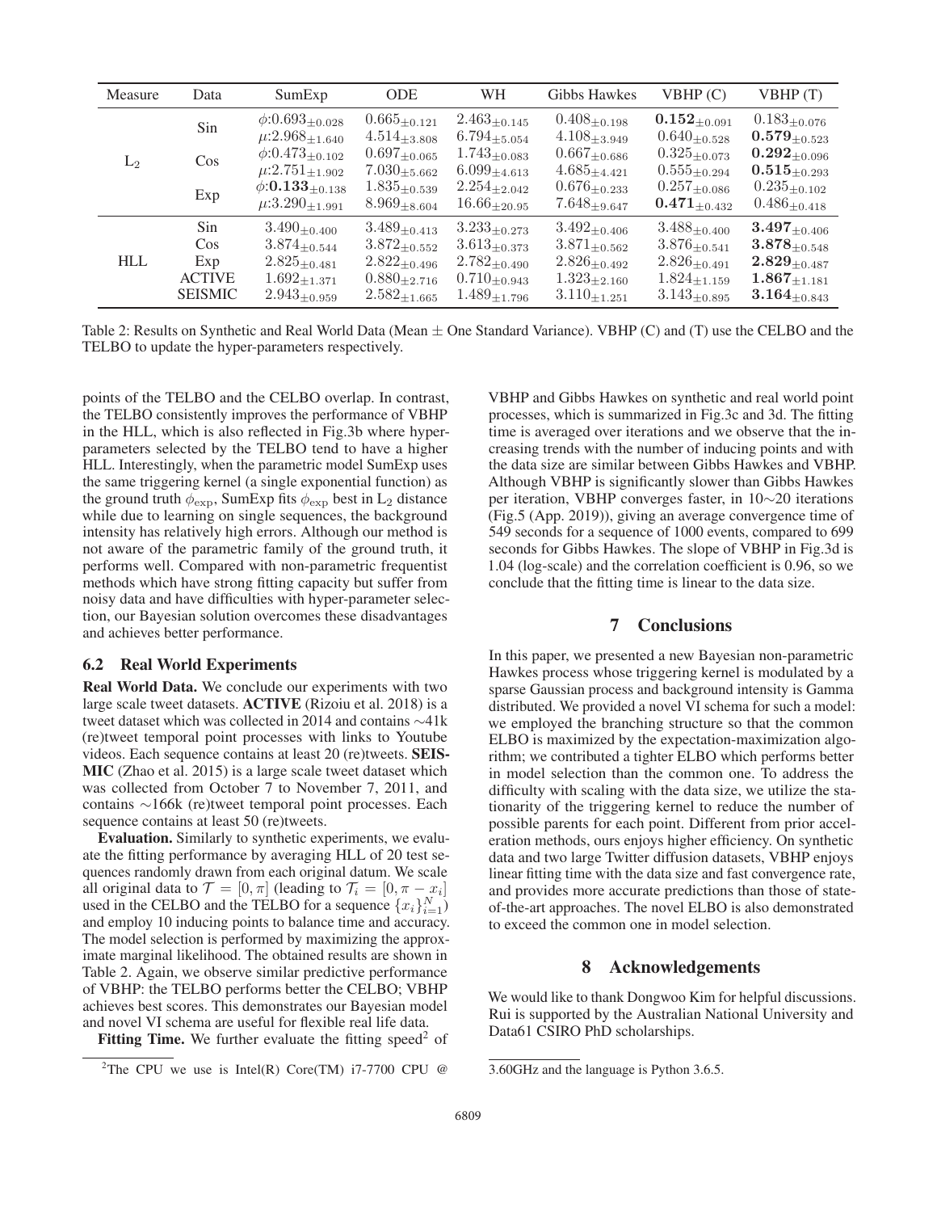| Measure | Data | SumExp | ODE | WH | Gibbs Hawkes | VBHP (C) | VBHP (T) |
|---|---|---|---|---|---|---|---|
| $L_2$ | Sin | $\phi$:$0.693_{\pm 0.028}$ | $0.665_{\pm 0.121}$ | $2.463_{\pm 0.145}$ | $0.408_{\pm 0.198}$ | $\mathbf{0.152}_{\pm 0.091}$ | $0.183_{\pm 0.076}$ |
| | | $\mu$:$2.968_{\pm 1.640}$ | $4.514_{\pm 3.808}$ | $6.794_{\pm 5.054}$ | $4.108_{\pm 3.949}$ | $0.640_{\pm 0.528}$ | $\mathbf{0.579}_{\pm 0.523}$ |
| | Cos | $\phi$:$0.473_{\pm 0.102}$ | $0.697_{\pm 0.065}$ | $1.743_{\pm 0.083}$ | $0.667_{\pm 0.686}$ | $0.325_{\pm 0.073}$ | $\mathbf{0.292}_{\pm 0.096}$ |
| | | $\mu$:$2.751_{\pm 1.902}$ | $7.030_{\pm 5.662}$ | $6.099_{\pm 4.613}$ | $4.685_{\pm 4.421}$ | $0.555_{\pm 0.294}$ | $\mathbf{0.515}_{\pm 0.293}$ |
| | Exp | $\phi$:$\mathbf{0.133}_{\pm 0.138}$ | $1.835_{\pm 0.539}$ | $2.254_{\pm 2.042}$ | $0.676_{\pm 0.233}$ | $0.257_{\pm 0.086}$ | $0.235_{\pm 0.102}$ |
| | | $\mu$:$3.290_{\pm 1.991}$ | $8.969_{\pm 8.604}$ | $16.66_{\pm 20.95}$ | $7.648_{\pm 9.647}$ | $\mathbf{0.471}_{\pm 0.432}$ | $0.486_{\pm 0.418}$ |
| HLL | Sin | $3.490_{\pm 0.400}$ | $3.489_{\pm 0.413}$ | $3.233_{\pm 0.273}$ | $3.492_{\pm 0.406}$ | $3.488_{\pm 0.400}$ | $\mathbf{3.497}_{\pm 0.406}$ |
| | Cos | $3.874_{\pm 0.544}$ | $3.872_{\pm 0.552}$ | $3.613_{\pm 0.373}$ | $3.871_{\pm 0.562}$ | $3.876_{\pm 0.541}$ | $\mathbf{3.878}_{\pm 0.548}$ |
| | Exp | $2.825_{\pm 0.481}$ | $2.822_{\pm 0.496}$ | $2.782_{\pm 0.490}$ | $2.826_{\pm 0.492}$ | $2.826_{\pm 0.491}$ | $\mathbf{2.829}_{\pm 0.487}$ |
| | ACTIVE | $1.692_{\pm 1.371}$ | $0.880_{\pm 2.716}$ | $0.710_{\pm 0.943}$ | $1.323_{\pm 2.160}$ | $1.824_{\pm 1.159}$ | $\mathbf{1.867}_{\pm 1.181}$ |
| | SEISMIC | $2.943_{\pm 0.959}$ | $2.582_{\pm 1.665}$ | $1.489_{\pm 1.796}$ | $3.110_{\pm 1.251}$ | $3.143_{\pm 0.895}$ | $\mathbf{3.164}_{\pm 0.843}$ |

Table 2: Results on Synthetic and Real World Data (Mean $\pm$ One Standard Variance). VBHP (C) and (T) use the CELBO and the TELBO to update the hyper-parameters respectively.

points of the TELBO and the CELBO overlap. In contrast, the TELBO consistently improves the performance of VBHP in the HLL, which is also reflected in Fig.3b where hyper-parameters selected by the TELBO tend to have a higher HLL. Interestingly, when the parametric model SumExp uses the same triggering kernel (a single exponential function) as the ground truth $\phi_{\exp}$, SumExp fits $\phi_{\exp}$ best in $L_2$ distance while due to learning on single sequences, the background intensity has relatively high errors. Although our method is not aware of the parametric family of the ground truth, it performs well. Compared with non-parametric frequentist methods which have strong fitting capacity but suffer from noisy data and have difficulties with hyper-parameter selection, our Bayesian solution overcomes these disadvantages and achieves better performance.

### 6.2 Real World Experiments

**Real World Data.** We conclude our experiments with two large scale tweet datasets. **ACTIVE** (Rizoiu et al. 2018) is a tweet dataset which was collected in 2014 and contains ~41k (re)tweet temporal point processes with links to Youtube videos. Each sequence contains at least 20 (re)tweets. **SEISMIC** (Zhao et al. 2015) is a large scale tweet dataset which was collected from October 7 to November 7, 2011, and contains ~166k (re)tweet temporal point processes. Each sequence contains at least 50 (re)tweets.

**Evaluation.** Similarly to synthetic experiments, we evaluate the fitting performance by averaging HLL of 20 test sequences randomly drawn from each original datum. We scale all original data to $\mathcal{T} = [0, \pi]$ (leading to $\mathcal{T}_i = [0, \pi - x_i]$ used in the CELBO and the TELBO for a sequence $\{x_i\}_{i=1}^N$) and employ 10 inducing points to balance time and accuracy. The model selection is performed by maximizing the approximate marginal likelihood. The obtained results are shown in Table 2. Again, we observe similar predictive performance of VBHP: the TELBO performs better the CELBO; VBHP achieves best scores. This demonstrates our Bayesian model and novel VI schema are useful for flexible real life data.

**Fitting Time.** We further evaluate the fitting speed[2] of VBHP and Gibbs Hawkes on synthetic and real world point processes, which is summarized in Fig.3c and 3d. The fitting time is averaged over iterations and we observe that the increasing trends with the number of inducing points and with the data size are similar between Gibbs Hawkes and VBHP. Although VBHP is significantly slower than Gibbs Hawkes per iteration, VBHP converges faster, in 10~20 iterations (Fig.5 (App. 2019)), giving an average convergence time of 549 seconds for a sequence of 1000 events, compared to 699 seconds for Gibbs Hawkes. The slope of VBHP in Fig.3d is 1.04 (log-scale) and the correlation coefficient is 0.96, so we conclude that the fitting time is linear to the data size.

## 7 Conclusions

In this paper, we presented a new Bayesian non-parametric Hawkes process whose triggering kernel is modulated by a sparse Gaussian process and background intensity is Gamma distributed. We provided a novel VI schema for such a model: we employed the branching structure so that the common ELBO is maximized by the expectation-maximization algorithm; we contributed a tighter ELBO which performs better in model selection than the common one. To address the difficulty with scaling with the data size, we utilize the stationarity of the triggering kernel to reduce the number of possible parents for each point. Different from prior acceleration methods, ours enjoys higher efficiency. On synthetic data and two large Twitter diffusion datasets, VBHP enjoys linear fitting time with the data size and fast convergence rate, and provides more accurate predictions than those of state-of-the-art approaches. The novel ELBO is also demonstrated to exceed the common one in model selection.

## 8 Acknowledgements

We would like to thank Dongwoo Kim for helpful discussions. Rui is supported by the Australian National University and Data61 CSIRO PhD scholarships.

[2] The CPU we use is Intel(R) Core(TM) i7-7700 CPU @ 3.60GHz and the language is Python 3.6.5.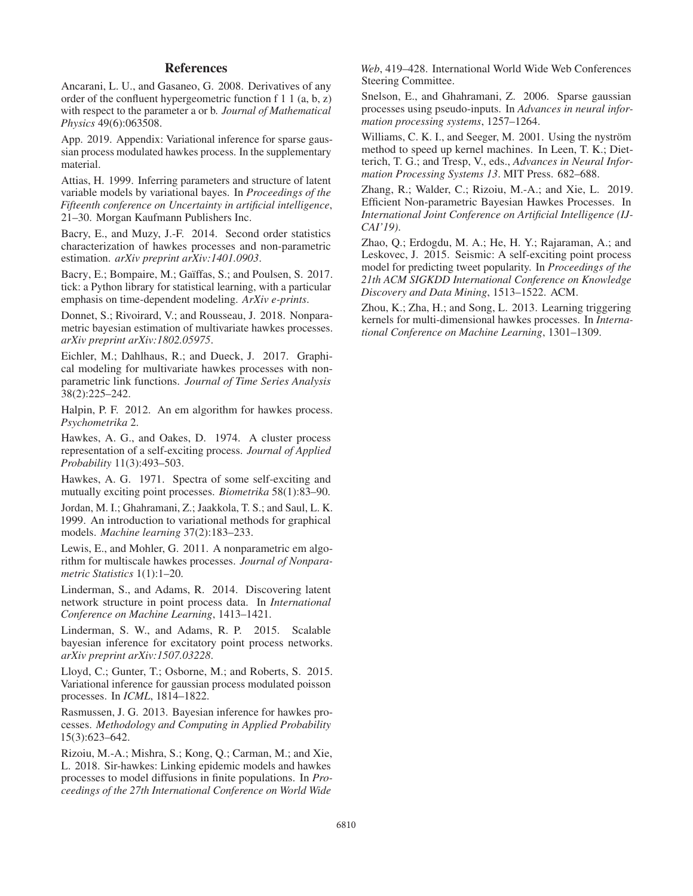## References

Ancarani, L. U., and Gasaneo, G. 2008. Derivatives of any order of the confluent hypergeometric function f 1 1 (a, b, z) with respect to the parameter a or b. *Journal of Mathematical Physics* 49(6):063508.

App. 2019. Appendix: Variational inference for sparse gaussian process modulated hawkes process. In the supplementary material.

Attias, H. 1999. Inferring parameters and structure of latent variable models by variational bayes. In *Proceedings of the Fifteenth conference on Uncertainty in artificial intelligence*, 21–30. Morgan Kaufmann Publishers Inc.

Bacry, E., and Muzy, J.-F. 2014. Second order statistics characterization of hawkes processes and non-parametric estimation. *arXiv preprint arXiv:1401.0903*.

Bacry, E.; Bompaire, M.; Gaïffas, S.; and Poulsen, S. 2017. tick: a Python library for statistical learning, with a particular emphasis on time-dependent modeling. *ArXiv e-prints*.

Donnet, S.; Rivoirard, V.; and Rousseau, J. 2018. Nonparametric bayesian estimation of multivariate hawkes processes. *arXiv preprint arXiv:1802.05975*.

Eichler, M.; Dahlhaus, R.; and Dueck, J. 2017. Graphical modeling for multivariate hawkes processes with nonparametric link functions. *Journal of Time Series Analysis* 38(2):225–242.

Halpin, P. F. 2012. An em algorithm for hawkes process. *Psychometrika* 2.

Hawkes, A. G., and Oakes, D. 1974. A cluster process representation of a self-exciting process. *Journal of Applied Probability* 11(3):493–503.

Hawkes, A. G. 1971. Spectra of some self-exciting and mutually exciting point processes. *Biometrika* 58(1):83–90.

Jordan, M. I.; Ghahramani, Z.; Jaakkola, T. S.; and Saul, L. K. 1999. An introduction to variational methods for graphical models. *Machine learning* 37(2):183–233.

Lewis, E., and Mohler, G. 2011. A nonparametric em algorithm for multiscale hawkes processes. *Journal of Nonparametric Statistics* 1(1):1–20.

Linderman, S., and Adams, R. 2014. Discovering latent network structure in point process data. In *International Conference on Machine Learning*, 1413–1421.

Linderman, S. W., and Adams, R. P. 2015. Scalable bayesian inference for excitatory point process networks. *arXiv preprint arXiv:1507.03228*.

Lloyd, C.; Gunter, T.; Osborne, M.; and Roberts, S. 2015. Variational inference for gaussian process modulated poisson processes. In *ICML*, 1814–1822.

Rasmussen, J. G. 2013. Bayesian inference for hawkes processes. *Methodology and Computing in Applied Probability* 15(3):623–642.

Rizoiu, M.-A.; Mishra, S.; Kong, Q.; Carman, M.; and Xie, L. 2018. Sir-hawkes: Linking epidemic models and hawkes processes to model diffusions in finite populations. In *Proceedings of the 27th International Conference on World Wide Web*, 419–428. International World Wide Web Conferences Steering Committee.

Snelson, E., and Ghahramani, Z. 2006. Sparse gaussian processes using pseudo-inputs. In *Advances in neural information processing systems*, 1257–1264.

Williams, C. K. I., and Seeger, M. 2001. Using the nyström method to speed up kernel machines. In Leen, T. K.; Dietterich, T. G.; and Tresp, V., eds., *Advances in Neural Information Processing Systems 13*. MIT Press. 682–688.

Zhang, R.; Walder, C.; Rizoiu, M.-A.; and Xie, L. 2019. Efficient Non-parametric Bayesian Hawkes Processes. In *International Joint Conference on Artificial Intelligence (IJCAI'19)*.

Zhao, Q.; Erdogdu, M. A.; He, H. Y.; Rajaraman, A.; and Leskovec, J. 2015. Seismic: A self-exciting point process model for predicting tweet popularity. In *Proceedings of the 21th ACM SIGKDD International Conference on Knowledge Discovery and Data Mining*, 1513–1522. ACM.

Zhou, K.; Zha, H.; and Song, L. 2013. Learning triggering kernels for multi-dimensional hawkes processes. In *International Conference on Machine Learning*, 1301–1309.